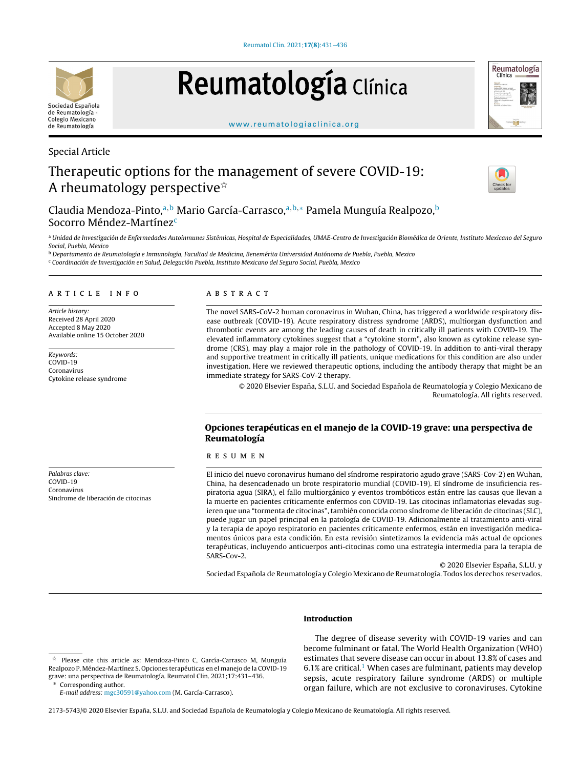Special Article

# Therapeutic options for the management of severe COVID-19: A rheumatology perspective[☆]

Claudia Mendoza-Pinto,[a,b] Mario García-Carrasco,[a,b,*] Pamela Munguía Realpozo,[b] Socorro Méndez-Martínez[c]

[a] Unidad de Investigación de Enfermedades Autoinmunes Sistémicas, Hospital de Especialidades, UMAE-Centro de Investigación Biomédica de Oriente, Instituto Mexicano del Seguro Social, Puebla, Mexico

[b] Departamento de Reumatología e Inmunología, Facultad de Medicina, Benemérita Universidad Autónoma de Puebla, Puebla, Mexico

[c] Coordinación de Investigación en Salud, Delegación Puebla, Instituto Mexicano del Seguro Social, Puebla, Mexico

## ARTICLE INFO

*Article history:*
Received 28 April 2020
Accepted 8 May 2020
Available online 15 October 2020

*Keywords:*
COVID-19
Coronavirus
Cytokine release syndrome

## ABSTRACT

The novel SARS-CoV-2 human coronavirus in Wuhan, China, has triggered a worldwide respiratory disease outbreak (COVID-19). Acute respiratory distress syndrome (ARDS), multiorgan dysfunction and thrombotic events are among the leading causes of death in critically ill patients with COVID-19. The elevated inflammatory cytokines suggest that a "cytokine storm", also known as cytokine release syndrome (CRS), may play a major role in the pathology of COVID-19. In addition to anti-viral therapy and supportive treatment in critically ill patients, unique medications for this condition are also under investigation. Here we reviewed therapeutic options, including the antibody therapy that might be an immediate strategy for SARS-CoV-2 therapy.

© 2020 Elsevier España, S.L.U. and Sociedad Española de Reumatología y Colegio Mexicano de Reumatología. All rights reserved.

## Opciones terapéuticas en el manejo de la COVID-19 grave: una perspectiva de Reumatología

*Palabras clave:*
COVID-19
Coronavirus
Síndrome de liberación de citocinas

## RESUMEN

El inicio del nuevo coronavirus humano del síndrome respiratorio agudo grave (SARS-Cov-2) en Wuhan, China, ha desencadenado un brote respiratorio mundial (COVID-19). El síndrome de insuficiencia respiratoria agua (SIRA), el fallo multiorgánico y eventos trombóticos están entre las causas que llevan a la muerte en pacientes críticamente enfermos con COVID-19. Las citocinas inflamatorias elevadas sugieren que una "tormenta de citocinas", también conocida como síndrome de liberación de citocinas (SLC), puede jugar un papel principal en la patología de COVID-19. Adicionalmente al tratamiento anti-viral y la terapia de apoyo respiratorio en pacientes críticamente enfermos, están en investigación medicamentos únicos para esta condición. En esta revisión sintetizamos la evidencia más actual de opciones terapéuticas, incluyendo anticuerpos anti-citocinas como una estrategia intermedia para la terapia de SARS-Cov-2.

© 2020 Elsevier España, S.L.U. y Sociedad Española de Reumatología y Colegio Mexicano de Reumatología. Todos los derechos reservados.

## Introduction

The degree of disease severity with COVID-19 varies and can become fulminant or fatal. The World Health Organization (WHO) estimates that severe disease can occur in about 13.8% of cases and 6.1% are critical.[1] When cases are fulminant, patients may develop sepsis, acute respiratory failure syndrome (ARDS) or multiple organ failure, which are not exclusive to coronaviruses. Cytokine

---

☆ Please cite this article as: Mendoza-Pinto C, García-Carrasco M, Munguía Realpozo P, Méndez-Martínez S. Opciones terapéuticas en el manejo de la COVID-19 grave: una perspectiva de Reumatología. Reumatol Clin. 2021;17:431–436.

\* Corresponding author.
*E-mail address:* mgc30591@yahoo.com (M. García-Carrasco).

2173-5743/© 2020 Elsevier España, S.L.U. and Sociedad Española de Reumatología y Colegio Mexicano de Reumatología. All rights reserved.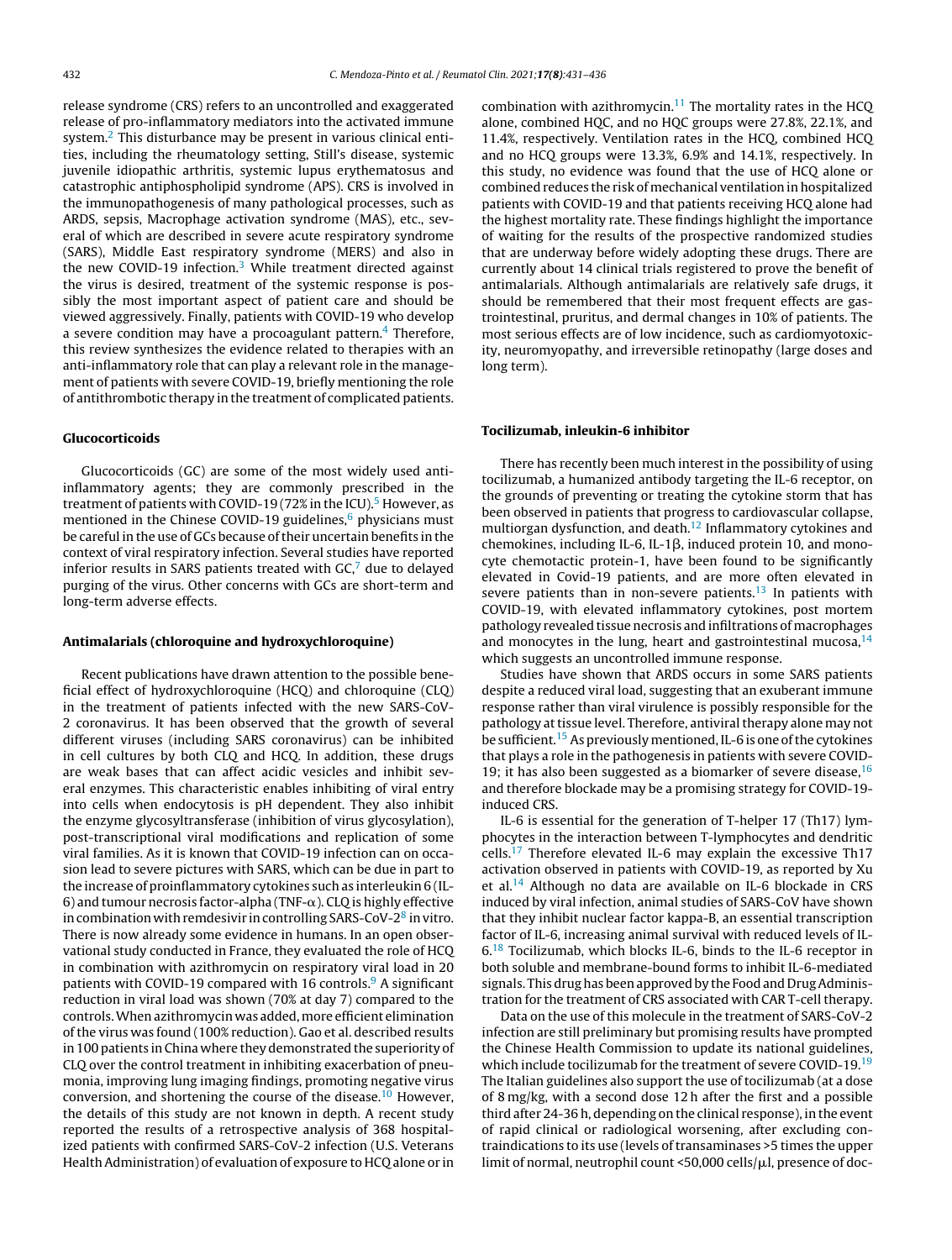release syndrome (CRS) refers to an uncontrolled and exaggerated release of pro-inflammatory mediators into the activated immune system.[2] This disturbance may be present in various clinical entities, including the rheumatology setting, Still's disease, systemic juvenile idiopathic arthritis, systemic lupus erythematosus and catastrophic antiphospholipid syndrome (APS). CRS is involved in the immunopathogenesis of many pathological processes, such as ARDS, sepsis, Macrophage activation syndrome (MAS), etc., several of which are described in severe acute respiratory syndrome (SARS), Middle East respiratory syndrome (MERS) and also in the new COVID-19 infection.[3] While treatment directed against the virus is desired, treatment of the systemic response is possibly the most important aspect of patient care and should be viewed aggressively. Finally, patients with COVID-19 who develop a severe condition may have a procoagulant pattern.[4] Therefore, this review synthesizes the evidence related to therapies with an anti-inflammatory role that can play a relevant role in the management of patients with severe COVID-19, briefly mentioning the role of antithrombotic therapy in the treatment of complicated patients.

## Glucocorticoids

Glucocorticoids (GC) are some of the most widely used anti-inflammatory agents; they are commonly prescribed in the treatment of patients with COVID-19 (72% in the ICU).[5] However, as mentioned in the Chinese COVID-19 guidelines,[6] physicians must be careful in the use of GCs because of their uncertain benefits in the context of viral respiratory infection. Several studies have reported inferior results in SARS patients treated with GC,[7] due to delayed purging of the virus. Other concerns with GCs are short-term and long-term adverse effects.

## Antimalarials (chloroquine and hydroxychloroquine)

Recent publications have drawn attention to the possible beneficial effect of hydroxychloroquine (HCQ) and chloroquine (CLQ) in the treatment of patients infected with the new SARS-CoV-2 coronavirus. It has been observed that the growth of several different viruses (including SARS coronavirus) can be inhibited in cell cultures by both CLQ and HCQ. In addition, these drugs are weak bases that can affect acidic vesicles and inhibit several enzymes. This characteristic enables inhibiting of viral entry into cells when endocytosis is pH dependent. They also inhibit the enzyme glycosyltransferase (inhibition of virus glycosylation), post-transcriptional viral modifications and replication of some viral families. As it is known that COVID-19 infection can on occasion lead to severe pictures with SARS, which can be due in part to the increase of proinflammatory cytokines such as interleukin 6 (IL-6) and tumour necrosis factor-alpha (TNF-α). CLQ is highly effective in combination with remdesivir in controlling SARS-CoV-2[8] in vitro. There is now already some evidence in humans. In an open observational study conducted in France, they evaluated the role of HCQ in combination with azithromycin on respiratory viral load in 20 patients with COVID-19 compared with 16 controls.[9] A significant reduction in viral load was shown (70% at day 7) compared to the controls. When azithromycin was added, more efficient elimination of the virus was found (100% reduction). Gao et al. described results in 100 patients in China where they demonstrated the superiority of CLQ over the control treatment in inhibiting exacerbation of pneumonia, improving lung imaging findings, promoting negative virus conversion, and shortening the course of the disease.[10] However, the details of this study are not known in depth. A recent study reported the results of a retrospective analysis of 368 hospitalized patients with confirmed SARS-CoV-2 infection (U.S. Veterans Health Administration) of evaluation of exposure to HCQ alone or in combination with azithromycin.[11] The mortality rates in the HCQ alone, combined HQC, and no HQC groups were 27.8%, 22.1%, and 11.4%, respectively. Ventilation rates in the HCQ, combined HCQ and no HCQ groups were 13.3%, 6.9% and 14.1%, respectively. In this study, no evidence was found that the use of HCQ alone or combined reduces the risk of mechanical ventilation in hospitalized patients with COVID-19 and that patients receiving HCQ alone had the highest mortality rate. These findings highlight the importance of waiting for the results of the prospective randomized studies that are underway before widely adopting these drugs. There are currently about 14 clinical trials registered to prove the benefit of antimalarials. Although antimalarials are relatively safe drugs, it should be remembered that their most frequent effects are gastrointestinal, pruritus, and dermal changes in 10% of patients. The most serious effects are of low incidence, such as cardiomyotoxicity, neuromyopathy, and irreversible retinopathy (large doses and long term).

## Tocilizumab, inleukin-6 inhibitor

There has recently been much interest in the possibility of using tocilizumab, a humanized antibody targeting the IL-6 receptor, on the grounds of preventing or treating the cytokine storm that has been observed in patients that progress to cardiovascular collapse, multiorgan dysfunction, and death.[12] Inflammatory cytokines and chemokines, including IL-6, IL-1β, induced protein 10, and monocyte chemotactic protein-1, have been found to be significantly elevated in Covid-19 patients, and are more often elevated in severe patients than in non-severe patients.[13] In patients with COVID-19, with elevated inflammatory cytokines, post mortem pathology revealed tissue necrosis and infiltrations of macrophages and monocytes in the lung, heart and gastrointestinal mucosa,[14] which suggests an uncontrolled immune response.

Studies have shown that ARDS occurs in some SARS patients despite a reduced viral load, suggesting that an exuberant immune response rather than viral virulence is possibly responsible for the pathology at tissue level. Therefore, antiviral therapy alone may not be sufficient.[15] As previously mentioned, IL-6 is one of the cytokines that plays a role in the pathogenesis in patients with severe COVID-19; it has also been suggested as a biomarker of severe disease,[16] and therefore blockade may be a promising strategy for COVID-19-induced CRS.

IL-6 is essential for the generation of T-helper 17 (Th17) lymphocytes in the interaction between T-lymphocytes and dendritic cells.[17] Therefore elevated IL-6 may explain the excessive Th17 activation observed in patients with COVID-19, as reported by Xu et al.[14] Although no data are available on IL-6 blockade in CRS induced by viral infection, animal studies of SARS-CoV have shown that they inhibit nuclear factor kappa-B, an essential transcription factor of IL-6, increasing animal survival with reduced levels of IL-6.[18] Tocilizumab, which blocks IL-6, binds to the IL-6 receptor in both soluble and membrane-bound forms to inhibit IL-6-mediated signals. This drug has been approved by the Food and Drug Administration for the treatment of CRS associated with CAR T-cell therapy.

Data on the use of this molecule in the treatment of SARS-CoV-2 infection are still preliminary but promising results have prompted the Chinese Health Commission to update its national guidelines, which include tocilizumab for the treatment of severe COVID-19.[19] The Italian guidelines also support the use of tocilizumab (at a dose of 8 mg/kg, with a second dose 12 h after the first and a possible third after 24-36 h, depending on the clinical response), in the event of rapid clinical or radiological worsening, after excluding contraindications to its use (levels of transaminases >5 times the upper limit of normal, neutrophil count <50,000 cells/μl, presence of doc-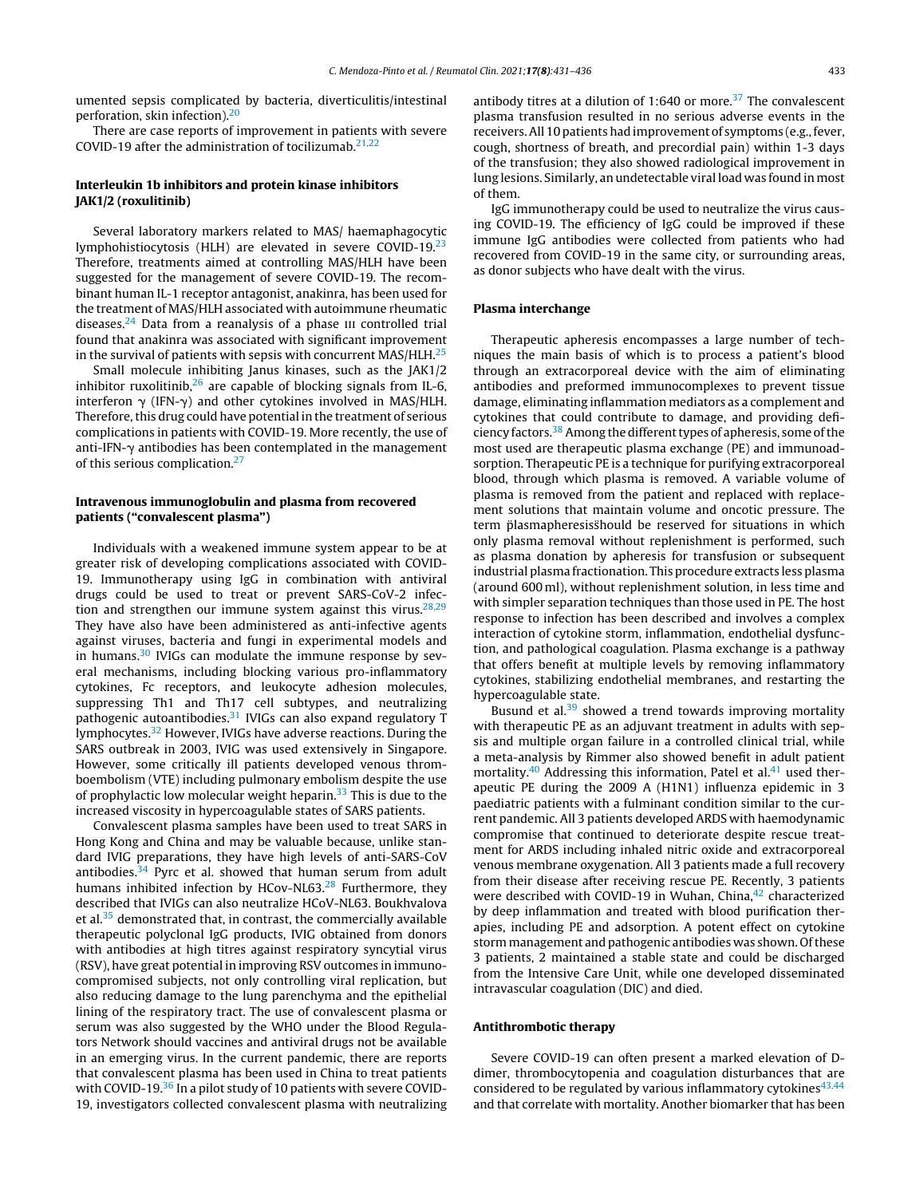umented sepsis complicated by bacteria, diverticulitis/intestinal perforation, skin infection).[20]

There are case reports of improvement in patients with severe COVID-19 after the administration of tocilizumab.[21,22]

## Interleukin 1b inhibitors and protein kinase inhibitors JAK1/2 (roxulitinib)

Several laboratory markers related to MAS/ haemaphagocytic lymphohistiocytosis (HLH) are elevated in severe COVID-19.[23] Therefore, treatments aimed at controlling MAS/HLH have been suggested for the management of severe COVID-19. The recombinant human IL-1 receptor antagonist, anakinra, has been used for the treatment of MAS/HLH associated with autoimmune rheumatic diseases.[24] Data from a reanalysis of a phase III controlled trial found that anakinra was associated with significant improvement in the survival of patients with sepsis with concurrent MAS/HLH.[25]

Small molecule inhibiting Janus kinases, such as the JAK1/2 inhibitor ruxolitinib,[26] are capable of blocking signals from IL-6, interferon γ (IFN-γ) and other cytokines involved in MAS/HLH. Therefore, this drug could have potential in the treatment of serious complications in patients with COVID-19. More recently, the use of anti-IFN-γ antibodies has been contemplated in the management of this serious complication.[27]

## Intravenous immunoglobulin and plasma from recovered patients ("convalescent plasma")

Individuals with a weakened immune system appear to be at greater risk of developing complications associated with COVID-19. Immunotherapy using IgG in combination with antiviral drugs could be used to treat or prevent SARS-CoV-2 infection and strengthen our immune system against this virus.[28,29] They have also have been administered as anti-infective agents against viruses, bacteria and fungi in experimental models and in humans.[30] IVIGs can modulate the immune response by several mechanisms, including blocking various pro-inflammatory cytokines, Fc receptors, and leukocyte adhesion molecules, suppressing Th1 and Th17 cell subtypes, and neutralizing pathogenic autoantibodies.[31] IVIGs can also expand regulatory T lymphocytes.[32] However, IVIGs have adverse reactions. During the SARS outbreak in 2003, IVIG was used extensively in Singapore. However, some critically ill patients developed venous thromboembolism (VTE) including pulmonary embolism despite the use of prophylactic low molecular weight heparin.[33] This is due to the increased viscosity in hypercoagulable states of SARS patients.

Convalescent plasma samples have been used to treat SARS in Hong Kong and China and may be valuable because, unlike standard IVIG preparations, they have high levels of anti-SARS-CoV antibodies.[34] Pyrc et al. showed that human serum from adult humans inhibited infection by HCov-NL63.[28] Furthermore, they described that IVIGs can also neutralize HCoV-NL63. Boukhvalova et al.[35] demonstrated that, in contrast, the commercially available therapeutic polyclonal IgG products, IVIG obtained from donors with antibodies at high titres against respiratory syncytial virus (RSV), have great potential in improving RSV outcomes in immunocompromised subjects, not only controlling viral replication, but also reducing damage to the lung parenchyma and the epithelial lining of the respiratory tract. The use of convalescent plasma or serum was also suggested by the WHO under the Blood Regulators Network should vaccines and antiviral drugs not be available in an emerging virus. In the current pandemic, there are reports that convalescent plasma has been used in China to treat patients with COVID-19.[36] In a pilot study of 10 patients with severe COVID-19, investigators collected convalescent plasma with neutralizing antibody titres at a dilution of 1:640 or more.[37] The convalescent plasma transfusion resulted in no serious adverse events in the receivers. All 10 patients had improvement of symptoms (e.g., fever, cough, shortness of breath, and precordial pain) within 1-3 days of the transfusion; they also showed radiological improvement in lung lesions. Similarly, an undetectable viral load was found in most of them.

IgG immunotherapy could be used to neutralize the virus causing COVID-19. The efficiency of IgG could be improved if these immune IgG antibodies were collected from patients who had recovered from COVID-19 in the same city, or surrounding areas, as donor subjects who have dealt with the virus.

## Plasma interchange

Therapeutic apheresis encompasses a large number of techniques the main basis of which is to process a patient's blood through an extracorporeal device with the aim of eliminating antibodies and preformed immunocomplexes to prevent tissue damage, eliminating inflammation mediators as a complement and cytokines that could contribute to damage, and providing deficiency factors.[38] Among the different types of apheresis, some of the most used are therapeutic plasma exchange (PE) and immunoadsorption. Therapeutic PE is a technique for purifying extracorporeal blood, through which plasma is removed. A variable volume of plasma is removed from the patient and replaced with replacement solutions that maintain volume and oncotic pressure. The term p̈lasmapheresiss̈hould be reserved for situations in which only plasma removal without replenishment is performed, such as plasma donation by apheresis for transfusion or subsequent industrial plasma fractionation. This procedure extracts less plasma (around 600 ml), without replenishment solution, in less time and with simpler separation techniques than those used in PE. The host response to infection has been described and involves a complex interaction of cytokine storm, inflammation, endothelial dysfunction, and pathological coagulation. Plasma exchange is a pathway that offers benefit at multiple levels by removing inflammatory cytokines, stabilizing endothelial membranes, and restarting the hypercoagulable state.

Busund et al.[39] showed a trend towards improving mortality with therapeutic PE as an adjuvant treatment in adults with sepsis and multiple organ failure in a controlled clinical trial, while a meta-analysis by Rimmer also showed benefit in adult patient mortality.[40] Addressing this information, Patel et al.[41] used therapeutic PE during the 2009 A (H1N1) influenza epidemic in 3 paediatric patients with a fulminant condition similar to the current pandemic. All 3 patients developed ARDS with haemodynamic compromise that continued to deteriorate despite rescue treatment for ARDS including inhaled nitric oxide and extracorporeal venous membrane oxygenation. All 3 patients made a full recovery from their disease after receiving rescue PE. Recently, 3 patients were described with COVID-19 in Wuhan, China,[42] characterized by deep inflammation and treated with blood purification therapies, including PE and adsorption. A potent effect on cytokine storm management and pathogenic antibodies was shown. Of these 3 patients, 2 maintained a stable state and could be discharged from the Intensive Care Unit, while one developed disseminated intravascular coagulation (DIC) and died.

## Antithrombotic therapy

Severe COVID-19 can often present a marked elevation of D-dimer, thrombocytopenia and coagulation disturbances that are considered to be regulated by various inflammatory cytokines[43,44] and that correlate with mortality. Another biomarker that has been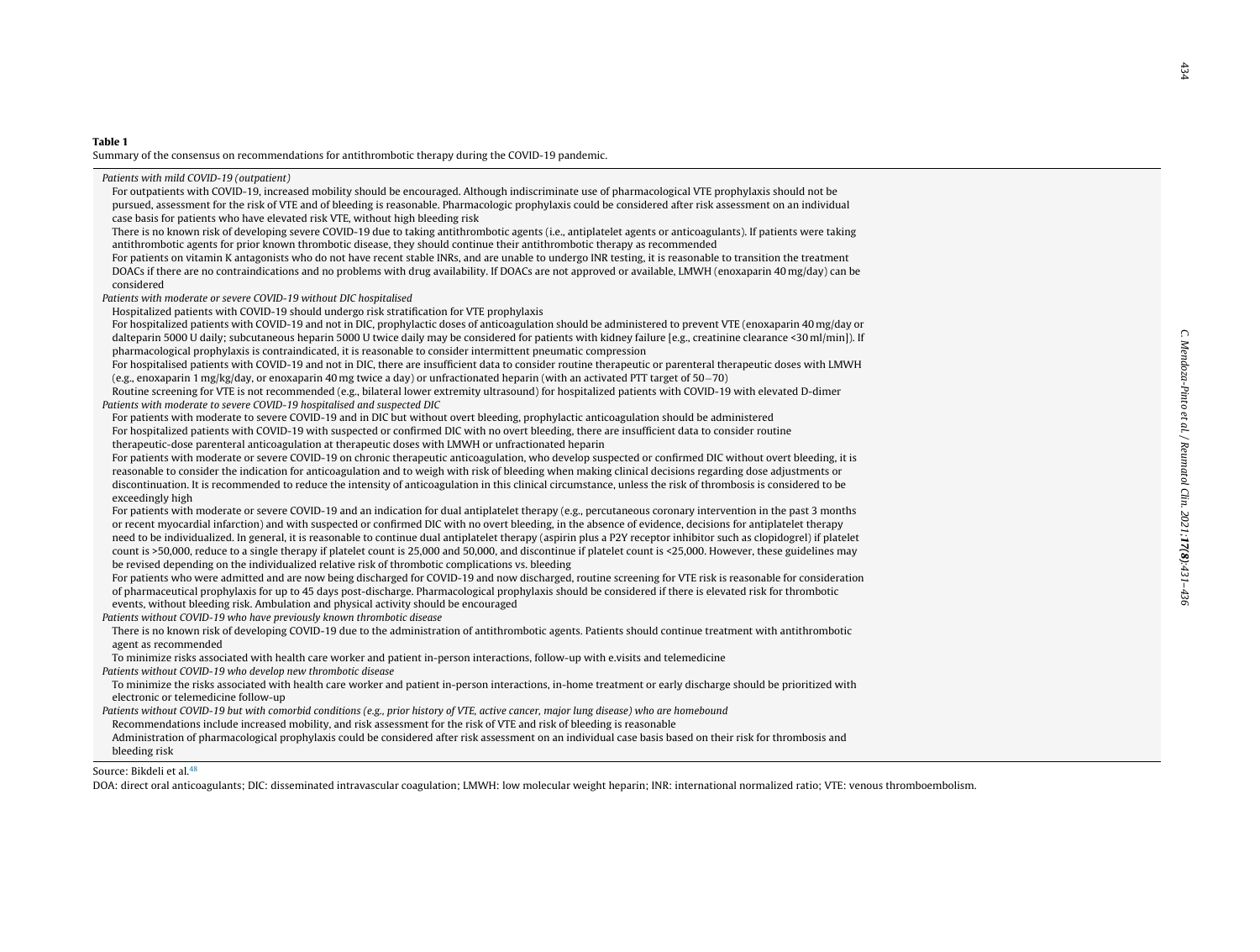**Table 1**
Summary of the consensus on recommendations for antithrombotic therapy during the COVID-19 pandemic.

| |
|---|
| *Patients with mild COVID-19 (outpatient)* |
| For outpatients with COVID-19, increased mobility should be encouraged. Although indiscriminate use of pharmacological VTE prophylaxis should not be pursued, assessment for the risk of VTE and of bleeding is reasonable. Pharmacologic prophylaxis could be considered after risk assessment on an individual case basis for patients who have elevated risk VTE, without high bleeding risk |
| There is no known risk of developing severe COVID-19 due to taking antithrombotic agents (i.e., antiplatelet agents or anticoagulants). If patients were taking antithrombotic agents for prior known thrombotic disease, they should continue their antithrombotic therapy as recommended |
| For patients on vitamin K antagonists who do not have recent stable INRs, and are unable to undergo INR testing, it is reasonable to transition the treatment DOACs if there are no contraindications and no problems with drug availability. If DOACs are not approved or available, LMWH (enoxaparin 40 mg/day) can be considered |
| *Patients with moderate or severe COVID-19 without DIC hospitalised* |
| Hospitalized patients with COVID-19 should undergo risk stratification for VTE prophylaxis |
| For hospitalized patients with COVID-19 and not in DIC, prophylactic doses of anticoagulation should be administered to prevent VTE (enoxaparin 40 mg/day or dalteparin 5000 U daily; subcutaneous heparin 5000 U twice daily may be considered for patients with kidney failure [e.g., creatinine clearance <30 ml/min]). If pharmacological prophylaxis is contraindicated, it is reasonable to consider intermittent pneumatic compression |
| For hospitalised patients with COVID-19 and not in DIC, there are insufficient data to consider routine therapeutic or parenteral therapeutic doses with LMWH (e.g., enoxaparin 1 mg/kg/day, or enoxaparin 40 mg twice a day) or unfractionated heparin (with an activated PTT target of 50–70) |
| Routine screening for VTE is not recommended (e.g., bilateral lower extremity ultrasound) for hospitalized patients with COVID-19 with elevated D-dimer |
| *Patients with moderate to severe COVID-19 hospitalised and suspected DIC* |
| For patients with moderate to severe COVID-19 and in DIC but without overt bleeding, prophylactic anticoagulation should be administered |
| For hospitalized patients with COVID-19 with suspected or confirmed DIC with no overt bleeding, there are insufficient data to consider routine therapeutic-dose parenteral anticoagulation at therapeutic doses with LMWH or unfractionated heparin |
| For patients with moderate or severe COVID-19 on chronic therapeutic anticoagulation, who develop suspected or confirmed DIC without overt bleeding, it is reasonable to consider the indication for anticoagulation and to weigh with risk of bleeding when making clinical decisions regarding dose adjustments or discontinuation. It is recommended to reduce the intensity of anticoagulation in this clinical circumstance, unless the risk of thrombosis is considered to be exceedingly high |
| For patients with moderate or severe COVID-19 and an indication for dual antiplatelet therapy (e.g., percutaneous coronary intervention in the past 3 months or recent myocardial infarction) and with suspected or confirmed DIC with no overt bleeding, in the absence of evidence, decisions for antiplatelet therapy need to be individualized. In general, it is reasonable to continue dual antiplatelet therapy (aspirin plus a P2Y receptor inhibitor such as clopidogrel) if platelet count is >50,000, reduce to a single therapy if platelet count is 25,000 and 50,000, and discontinue if platelet count is <25,000. However, these guidelines may be revised depending on the individualized relative risk of thrombotic complications vs. bleeding |
| For patients who were admitted and are now being discharged for COVID-19 and now discharged, routine screening for VTE risk is reasonable for consideration of pharmaceutical prophylaxis for up to 45 days post-discharge. Pharmacological prophylaxis should be considered if there is elevated risk for thrombotic events, without bleeding risk. Ambulation and physical activity should be encouraged |
| *Patients without COVID-19 who have previously known thrombotic disease* |
| There is no known risk of developing COVID-19 due to the administration of antithrombotic agents. Patients should continue treatment with antithrombotic agent as recommended |
| To minimize risks associated with health care worker and patient in-person interactions, follow-up with e.visits and telemedicine |
| *Patients without COVID-19 who develop new thrombotic disease* |
| To minimize the risks associated with health care worker and patient in-person interactions, in-home treatment or early discharge should be prioritized with electronic or telemedicine follow-up |
| *Patients without COVID-19 but with comorbid conditions (e.g., prior history of VTE, active cancer, major lung disease) who are homebound* |
| Recommendations include increased mobility, and risk assessment for the risk of VTE and risk of bleeding is reasonable |
| Administration of pharmacological prophylaxis could be considered after risk assessment on an individual case basis based on their risk for thrombosis and bleeding risk |

Source: Bikdeli et al.[48]

DOA: direct oral anticoagulants; DIC: disseminated intravascular coagulation; LMWH: low molecular weight heparin; INR: international normalized ratio; VTE: venous thromboembolism.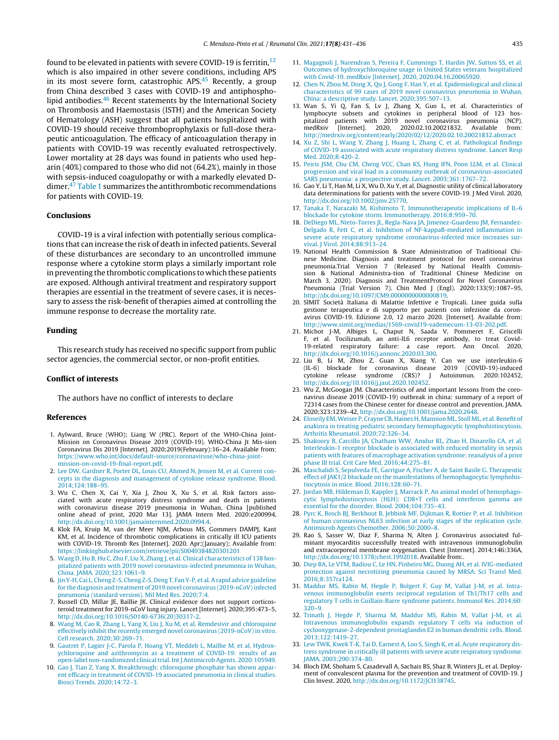found to be elevated in patients with severe COVID-19 is ferritin,[12] which is also impaired in other severe conditions, including APS in its most severe form, catastrophic APS.[45] Recently, a group from China described 3 cases with COVID-19 and antiphospholipid antibodies.[46] Recent statements by the International Society on Thrombosis and Haemostasis (ISTH) and the American Society of Hematology (ASH) suggest that all patients hospitalized with COVID-19 should receive thromboprophylaxis or full-dose therapeutic anticoagulation. The efficacy of anticoagulation therapy in patients with COVID-19 was recently evaluated retrospectively. Lower mortality at 28 days was found in patients who used heparin (40%) compared to those who did not (64.2%), mainly in those with sepsis-induced coagulopathy or with a markedly elevated D-dimer.[47] Table 1 summarizes the antithrombotic recommendations for patients with COVID-19.

## Conclusions

COVID-19 is a viral infection with potentially serious complications that can increase the risk of death in infected patients. Several of these disturbances are secondary to an uncontrolled immune response where a cytokine storm plays a similarly important role in preventing the thrombotic complications to which these patients are exposed. Although antiviral treatment and respiratory support therapies are essential in the treatment of severe cases, it is necessary to assess the risk-benefit of therapies aimed at controlling the immune response to decrease the mortality rate.

## Funding

This research study has received no specific support from public sector agencies, the commercial sector, or non-profit entities.

## Conflict of interests

The authors have no conflict of interests to declare

## References

1. Aylward, Bruce (WHO); Liang W (PRC). Report of the WHO-China Joint-Mission on Coronavirus Disease 2019 (COVID-19). WHO-China Jt Mis-sion Coronavirus Dis 2019 [Internet]. 2020;2019(February):16–24. Available from: https://www.who.int/docs/default-source/coronaviruse/who-china-joint-mission-on-covid-19-final-report.pdf.
2. Lee DW, Gardner R, Porter DL, Louis CU, Ahmed N, Jensen M, et al. Current concepts in the diagnosis and management of cytokine release syndrome. Blood. 2014;124:188–95.
3. Wu C, Chen X, Cai Y, Xia J, Zhou X, Xu S, et al. Risk factors associated with acute respiratory distress syndrome and death in patients with coronavirus disease 2019 pneumonia in Wuhan, China [published online ahead of print, 2020 Mar 13]. JAMA Intern Med. 2020:e200994, http://dx.doi.org/10.1001/jamainternmed.2020.0994.
4. Klok FA, Kruip M, van der Meer NJM, Arbous MS, Gommers DAMPJ, Kant KM, et al. Incidence of thrombotic complications in critically ill ICU patients with COVID-19. Thromb Res [Internet]. 2020. Apr;(January); Available from: https://linkinghub.elsevier.com/retrieve/pii/S0049384820301201
5. Wang D, Hu B, Hu C, Zhu F, Liu X, Zhang J, et al. Clinical characteristics of 138 hospitalized patients with 2019 novel coronavirus-infected pneumonia in Wuhan, China. JAMA. 2020;323:1061–9.
6. Jin Y-H, Cai L, Cheng Z-S, Cheng Z-S, Deng T, Fan Y-P, et al. A rapid advice guideline for the diagnosis and treatment of 2019 novel coronavirus (2019-nCoV) infected pneumonia (standard version). Mil Med Res. 2020;7:4.
7. Russell CD, Millar JE, Baillie JK. Clinical evidence does not support corticosteroid treatment for 2019-nCoV lung injury. Lancet [Internet]. 2020;395:473–5, http://dx.doi.org/10.1016/S0140-6736(20)30317-2.
8. Wang M, Cao R, Zhang L, Yang X, Liu J, Xu M, et al. Remdesivir and chloroquine effectively inhibit the recently emerged novel coronavirus (2019-nCoV) in vitro. Cell research. 2020;30:269–71.
9. Gautret P, Lagier J-C, Parola P, Hoang VT, Meddeb L, Mailhe M, et al. Hydroxychloroquine and azithromycin as a treatment of COVID-19: results of an open-label non-randomized clinical trial. Int J Antimicrob Agents. 2020:105949.
10. Gao J, Tian Z, Yang X. Breakthrough: chloroquine phosphate has shown apparent efficacy in treatment of COVID-19 associated pneumonia in clinical studies. Biosci Trends. 2020;14:72–3.
11. Magagnoli J, Narendran S, Pereira F, Cummings T, Hardin JW, Sutton SS, et al. Outcomes of hydroxychloroquine usage in United States veterans hospitalized with Covid-19. medRxiv [Internet]. 2020, 2020.04.16.20065920.
12. Chen N, Zhou M, Dong X, Qu J, Gong F, Han Y, et al. Epidemiological and clinical characteristics of 99 cases of 2019 novel coronavirus pneumonia in Wuhan, China: a descriptive study. Lancet. 2020;395:507–13.
13. Wan S, Yi Q, Fan S, Lv J, Zhang X, Guo L, et al. Characteristics of lymphocyte subsets and cytokines in peripheral blood of 123 hospitalized patients with 2019 novel coronavirus pneumonia (NCP). medRxiv [Internet]. 2020, 2020.02.10.20021832. Available from: http://medrxiv.org/content/early/2020/02/12/2020.02.10.20021832.abstract
14. Xu Z, Shi L, Wang Y, Zhang J, Huang L, Zhang C, et al. Pathological findings of COVID-19 associated with acute respiratory distress syndrome. Lancet Resp Med. 2020;8:420–2.
15. Peiris JSM, Chu CM, Cheng VCC, Chan KS, Hung IFN, Poon LLM, et al. Clinical progression and viral load in a community outbreak of coronavirus-associated SARS pneumonia: a prospective study. Lancet. 2003;361:1767–72.
16. Gao Y, Li T, Han M, Li X, Wu D, Xu Y, et al. Diagnostic utility of clinical laboratory data determinations for patients with the severe COVID-19. J Med Virol. 2020, http://dx.doi.org/10.1002/jmv.25770.
17. Tanaka T, Narazaki M, Kishimoto T. Immunotherapeutic implications of IL-6 blockade for cytokine storm. Immunotherapy. 2016;8:959–70.
18. DeDiego ML, Nieto-Torres JL, Regla-Nava JA, Jimenez-Guardeno JM, Fernandez-Delgado R, Fett C, et al. Inhibition of NF-kappaB-mediated inflammation in severe acute respiratory syndrome coronavirus-infected mice increases survival. J Virol. 2014;88:913–24.
19. National Health Commission & State Administration of Traditional Chinese Medicine. Diagnosis and treatment protocol for novel coronavirus pneumonia.Trial Version 7 (Released by National Health Commission & National Administra-tion of Traditional Chinese Medicine on March 3, 2020). Diagnosis and TreatmentProtocol for Novel Coronavirus Pneumonia (Trial Version 7). Chin Med J (Engl). 2020;133(9):1087–95, http://dx.doi.org/10.1097/CM9.0000000000000819.
20. SIMIT Società Italiana di Malattie Infettive e Tropicali. Linee guida sulla gestione terapeutica e di supporto per pazienti con infezione da coronavirus COVID-19. Edizione 2.0, 12 marzo 2020. [Internet]. Available from: http://www.simit.org/medias/1569-covid19-vademecum-13-03-202.pdf.
21. Michot J-M, Albiges L, Chaput N, Saada V, Pommeret F, Griscelli F, et al. Tocilizumab, an anti-IL6 receptor antibody, to treat Covid-19-related respiratory failure: a case report. Ann Oncol. 2020, http://dx.doi.org/10.1016/j.annonc.2020.03.300.
22. Liu B, Li M, Zhou Z, Guan X, Xiang Y. Can we use interleukin-6 (IL-6) blockade for coronavirus disease 2019 (COVID-19)-induced cytokine release syndrome (CRS)? J Autoimmun. 2020:102452, http://dx.doi.org/10.1016/j.jaut.2020.102452.
23. Wu Z, McGoogan JM. Characteristics of and important lessons from the coronavirus disease 2019 (COVID-19) outbreak in china: summary of a report of 72314 cases from the Chinese center for disease control and prevention. JAMA. 2020;323:1239–42, http://dx.doi.org/10.1001/jama.2020.2648.
24. Eloseily EM, Weiser P, Crayne CB, Haines H, Mannion ML, Stoll ML, et al. Benefit of anakinra in treating pediatric secondary hemophagocytic lymphohistiocytosis. Arthritis Rheumatol. 2020;72:326–34.
25. Shakoory B, Carcillo JA, Chatham WW, Amdur RL, Zhao H, Dinarello CA, et al. Interleukin-1 receptor blockade is associated with reduced mortality in sepsis patients with features of macrophage activation syndrome: reanalysis of a prior phase III trial. Crit Care Med. 2016;44:275–81.
26. Maschalidi S, Sepulveda FE, Garrigue A, Fischer A, de Saint Basile G. Therapeutic effect of JAK1/2 blockade on the manifestations of hemophagocytic lymphohistiocytosis in mice. Blood. 2016;128:60–71.
27. Jordan MB, Hildeman D, Kappler J, Marrack P. An animal model of hemophagocytic lymphohistiocytosis (HLH): CD8+T cells and interferon gamma are essential for the disorder. Blood. 2004;104:735–43.
28. Pyrc K, Bosch BJ, Berkhout B, Jebbink MF, Dijkman R, Rottier P, et al. Inhibition of human coronavirus NL63 infection at early stages of the replication cycle. Antimicrob Agents Chemother. 2006;50:2000–8.
29. Rao S, Sasser W, Diaz F, Sharma N, Alten J. Coronavirus associated fulminant myocarditis successfully treated with intravenous immunoglobulin and extracorporeal membrane oxygenation. Chest [Internet]. 2014;146:336A, http://dx.doi.org/10.1378/chest.1992018. Available from:.
30. Diep BA, Le VTM, Badiou C, Le HN, Pinheiro MG, Duong AH, et al. IVIG-mediated protection against necrotizing pneumonia caused by MRSA. Sci Transl Med. 2016;8:357ra124.
31. Maddur MS, Rabin M, Hegde P, Bolgert F, Guy M, Vallat J-M, et al. Intravenous immunoglobulin exerts reciprocal regulation of Th1/Th17 cells and regulatory T cells in Guillain-Barre syndrome patients. Immunol Res. 2014;60:320–9.
32. Trinath J, Hegde P, Sharma M, Maddur MS, Rabin M, Vallat J-M, et al. Intravenous immunoglobulin expands regulatory T cells via induction of cyclooxygenase-2-dependent prostaglandin E2 in human dendritic cells. Blood. 2013;122:1419–27.
33. Lew TWK, Kwek T-K, Tai D, Earnest A, Loo S, Singh K, et al. Acute respiratory distress syndrome in critically ill patients with severe acute respiratory syndrome. JAMA. 2003;290:374–80.
34. Bloch EM, Shoham S, Casadevall A, Sachais BS, Shaz B, Winters JL, et al. Deployment of convalescent plasma for the prevention and treatment of COVID-19. J Clin Invest. 2020, http://dx.doi.org/10.1172/JCI138745.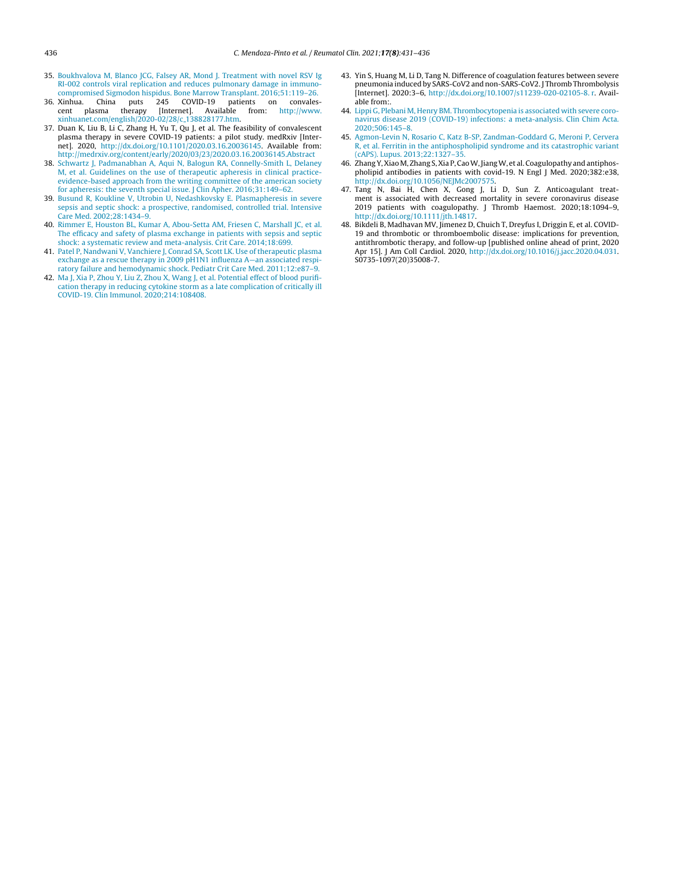35. Boukhvalova M, Blanco JCG, Falsey AR, Mond J. Treatment with novel RSV Ig RI-002 controls viral replication and reduces pulmonary damage in immunocompromised Sigmodon hispidus. Bone Marrow Transplant. 2016;51:119–26.
36. Xinhua. China puts 245 COVID-19 patients on convalescent plasma therapy [Internet]. Available from: http://www.xinhuanet.com/english/2020-02/28/c_138828177.htm.
37. Duan K, Liu B, Li C, Zhang H, Yu T, Qu J, et al. The feasibility of convalescent plasma therapy in severe COVID-19 patients: a pilot study. medRxiv [Internet]. 2020, http://dx.doi.org/10.1101/2020.03.16.20036145. Available from: http://medrxiv.org/content/early/2020/03/23/2020.03.16.20036145.Abstract
38. Schwartz J, Padmanabhan A, Aqui N, Balogun RA, Connelly-Smith L, Delaney M, et al. Guidelines on the use of therapeutic apheresis in clinical practice-evidence-based approach from the writing committee of the american society for apheresis: the seventh special issue. J Clin Apher. 2016;31:149–62.
39. Busund R, Koukline V, Utrobin U, Nedashkovsky E. Plasmapheresis in severe sepsis and septic shock: a prospective, randomised, controlled trial. Intensive Care Med. 2002;28:1434–9.
40. Rimmer E, Houston BL, Kumar A, Abou-Setta AM, Friesen C, Marshall JC, et al. The efficacy and safety of plasma exchange in patients with sepsis and septic shock: a systematic review and meta-analysis. Crit Care. 2014;18:699.
41. Patel P, Nandwani V, Vanchiere J, Conrad SA, Scott LK. Use of therapeutic plasma exchange as a rescue therapy in 2009 pH1N1 influenza A—an associated respiratory failure and hemodynamic shock. Pediatr Crit Care Med. 2011;12:e87–9.
42. Ma J, Xia P, Zhou Y, Liu Z, Zhou X, Wang J, et al. Potential effect of blood purification therapy in reducing cytokine storm as a late complication of critically ill COVID-19. Clin Immunol. 2020;214:108408.
43. Yin S, Huang M, Li D, Tang N. Difference of coagulation features between severe pneumonia induced by SARS-CoV2 and non-SARS-CoV2. J Thromb Thrombolysis [Internet]. 2020:3–6, http://dx.doi.org/10.1007/s11239-020-02105-8. r. Available from:.
44. Lippi G, Plebani M, Henry BM. Thrombocytopenia is associated with severe coronavirus disease 2019 (COVID-19) infections: a meta-analysis. Clin Chim Acta. 2020;506:145–8.
45. Agmon-Levin N, Rosario C, Katz B-SP, Zandman-Goddard G, Meroni P, Cervera R, et al. Ferritin in the antiphospholipid syndrome and its catastrophic variant (cAPS). Lupus. 2013;22:1327–35.
46. Zhang Y, Xiao M, Zhang S, Xia P, Cao W, Jiang W, et al. Coagulopathy and antiphospholipid antibodies in patients with covid-19. N Engl J Med. 2020;382:e38, http://dx.doi.org/10.1056/NEJMc2007575.
47. Tang N, Bai H, Chen X, Gong J, Li D, Sun Z. Anticoagulant treatment is associated with decreased mortality in severe coronavirus disease 2019 patients with coagulopathy. J Thromb Haemost. 2020;18:1094–9, http://dx.doi.org/10.1111/jth.14817.
48. Bikdeli B, Madhavan MV, Jimenez D, Chuich T, Dreyfus I, Driggin E, et al. COVID-19 and thrombotic or thromboembolic disease: implications for prevention, antithrombotic therapy, and follow-up [published online ahead of print, 2020 Apr 15]. J Am Coll Cardiol. 2020, http://dx.doi.org/10.1016/j.jacc.2020.04.031. S0735-1097(20)35008-7.